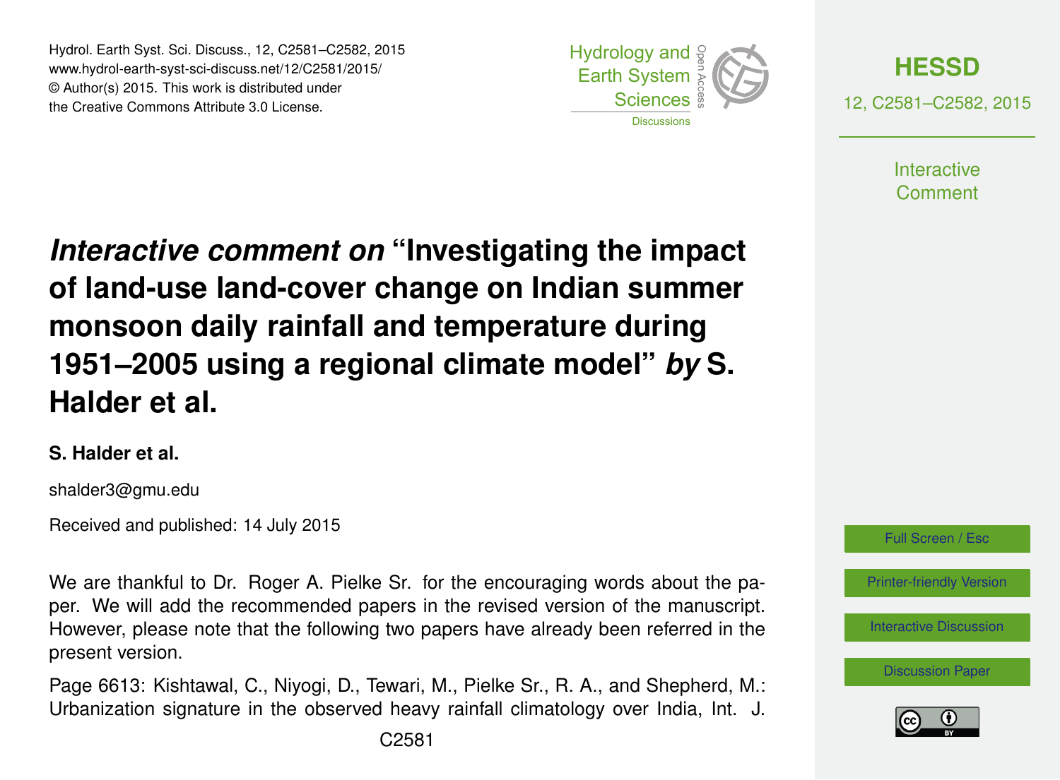# *Interactive comment on* "Investigating the impact of land-use land-cover change on Indian summer monsoon daily rainfall and temperature during 1951–2005 using a regional climate model" *by* S. Halder et al.

**S. Halder et al.**

shalder3@gmu.edu

Received and published: 14 July 2015

We are thankful to Dr. Roger A. Pielke Sr. for the encouraging words about the paper. We will add the recommended papers in the revised version of the manuscript. However, please note that the following two papers have already been referred in the present version.

Page 6613: Kishtawal, C., Niyogi, D., Tewari, M., Pielke Sr., R. A., and Shepherd, M.: Urbanization signature in the observed heavy rainfall climatology over India, Int. J.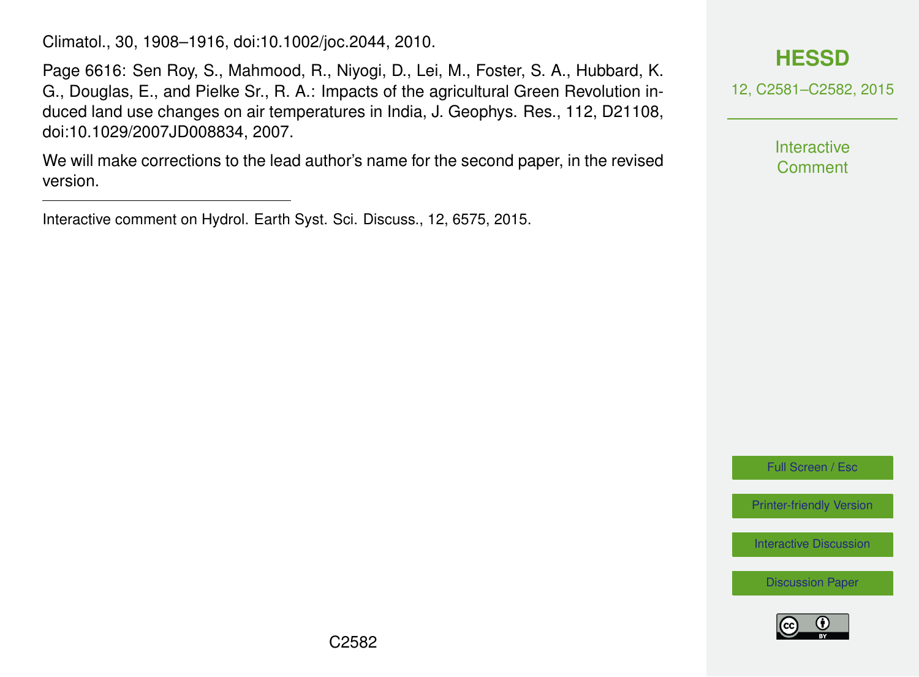Climatol., 30, 1908–1916, doi:10.1002/joc.2044, 2010.

Page 6616: Sen Roy, S., Mahmood, R., Niyogi, D., Lei, M., Foster, S. A., Hubbard, K. G., Douglas, E., and Pielke Sr., R. A.: Impacts of the agricultural Green Revolution induced land use changes on air temperatures in India, J. Geophys. Res., 112, D21108, doi:10.1029/2007JD008834, 2007.

We will make corrections to the lead author's name for the second paper, in the revised version.

---

Interactive comment on Hydrol. Earth Syst. Sci. Discuss., 12, 6575, 2015.